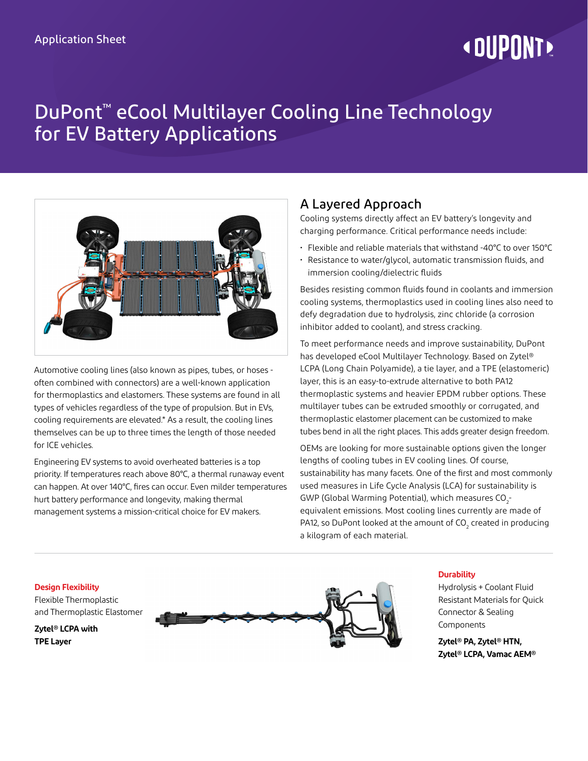Application Sheet

# DuPont™ eCool Multilayer Cooling Line Technology for EV Battery Applications

Automotive cooling lines (also known as pipes, tubes, or hoses - often combined with connectors) are a well-known application for thermoplastics and elastomers. These systems are found in all types of vehicles regardless of the type of propulsion. But in EVs, cooling requirements are elevated.* As a result, the cooling lines themselves can be up to three times the length of those needed for ICE vehicles.

Engineering EV systems to avoid overheated batteries is a top priority. If temperatures reach above 80°C, a thermal runaway event can happen. At over 140°C, fires can occur. Even milder temperatures hurt battery performance and longevity, making thermal management systems a mission-critical choice for EV makers.

## A Layered Approach

Cooling systems directly affect an EV battery's longevity and charging performance. Critical performance needs include:

- Flexible and reliable materials that withstand -40°C to over 150°C
- Resistance to water/glycol, automatic transmission fluids, and immersion cooling/dielectric fluids

Besides resisting common fluids found in coolants and immersion cooling systems, thermoplastics used in cooling lines also need to defy degradation due to hydrolysis, zinc chloride (a corrosion inhibitor added to coolant), and stress cracking.

To meet performance needs and improve sustainability, DuPont has developed eCool Multilayer Technology. Based on Zytel® LCPA (Long Chain Polyamide), a tie layer, and a TPE (elastomeric) layer, this is an easy-to-extrude alternative to both PA12 thermoplastic systems and heavier EPDM rubber options. These multilayer tubes can be extruded smoothly or corrugated, and thermoplastic elastomer placement can be customized to make tubes bend in all the right places. This adds greater design freedom.

OEMs are looking for more sustainable options given the longer lengths of cooling tubes in EV cooling lines. Of course, sustainability has many facets. One of the first and most commonly used measures in Life Cycle Analysis (LCA) for sustainability is GWP (Global Warming Potential), which measures $CO_2$-equivalent emissions. Most cooling lines currently are made of PA12, so DuPont looked at the amount of $CO_2$ created in producing a kilogram of each material.

**Design Flexibility**

Flexible Thermoplastic and Thermoplastic Elastomer

**Zytel® LCPA with TPE Layer**

**Durability**

Hydrolysis + Coolant Fluid Resistant Materials for Quick Connector & Sealing Components

**Zytel® PA, Zytel® HTN, Zytel® LCPA, Vamac AEM®**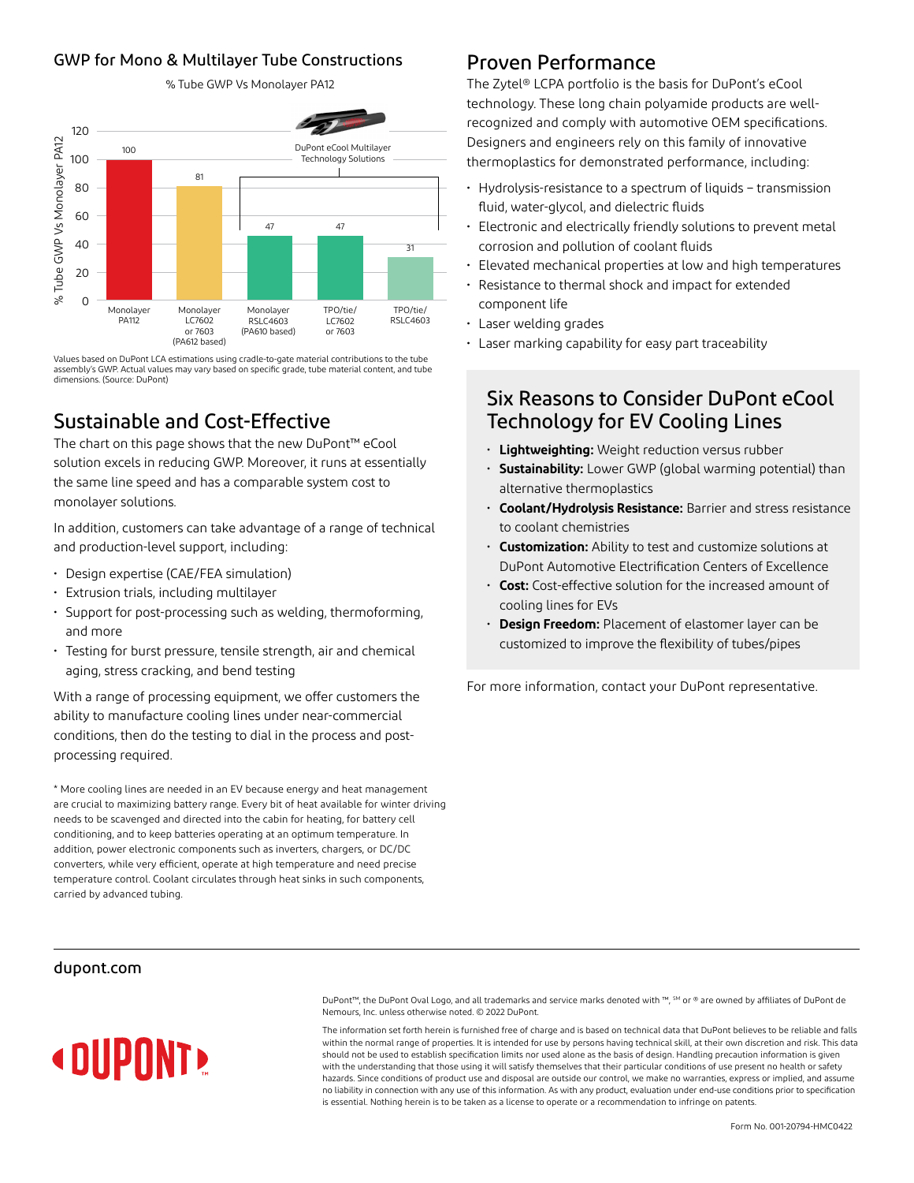## GWP for Mono & Multilayer Tube Constructions

% Tube GWP Vs Monolayer PA12

% Tube GWP Vs Monolayer PA12

120
100
80
60
40
20
0

DuPont eCool Multilayer Technology Solutions

100
81
47
47
31

Monolayer PA112

Monolayer LC7602 or 7603 (PA612 based)

Monolayer RSLC4603 (PA610 based)

TPO/tie/ LC7602 or 7603

TPO/tie/ RSLC4603

Values based on DuPont LCA estimations using cradle-to-gate material contributions to the tube assembly's GWP. Actual values may vary based on specific grade, tube material content, and tube dimensions. (Source: DuPont)

## Sustainable and Cost-Effective

The chart on this page shows that the new DuPont™ eCool solution excels in reducing GWP. Moreover, it runs at essentially the same line speed and has a comparable system cost to monolayer solutions.

In addition, customers can take advantage of a range of technical and production-level support, including:

- Design expertise (CAE/FEA simulation)
- Extrusion trials, including multilayer
- Support for post-processing such as welding, thermoforming, and more
- Testing for burst pressure, tensile strength, air and chemical aging, stress cracking, and bend testing

With a range of processing equipment, we offer customers the ability to manufacture cooling lines under near-commercial conditions, then do the testing to dial in the process and post-processing required.

* More cooling lines are needed in an EV because energy and heat management are crucial to maximizing battery range. Every bit of heat available for winter driving needs to be scavenged and directed into the cabin for heating, for battery cell conditioning, and to keep batteries operating at an optimum temperature. In addition, power electronic components such as inverters, chargers, or DC/DC converters, while very efficient, operate at high temperature and need precise temperature control. Coolant circulates through heat sinks in such components, carried by advanced tubing.

## Proven Performance

The Zytel® LCPA portfolio is the basis for DuPont's eCool technology. These long chain polyamide products are well-recognized and comply with automotive OEM specifications. Designers and engineers rely on this family of innovative thermoplastics for demonstrated performance, including:

- Hydrolysis-resistance to a spectrum of liquids – transmission fluid, water-glycol, and dielectric fluids
- Electronic and electrically friendly solutions to prevent metal corrosion and pollution of coolant fluids
- Elevated mechanical properties at low and high temperatures
- Resistance to thermal shock and impact for extended component life
- Laser welding grades
- Laser marking capability for easy part traceability

## Six Reasons to Consider DuPont eCool Technology for EV Cooling Lines

- **Lightweighting:** Weight reduction versus rubber
- **Sustainability:** Lower GWP (global warming potential) than alternative thermoplastics
- **Coolant/Hydrolysis Resistance:** Barrier and stress resistance to coolant chemistries
- **Customization:** Ability to test and customize solutions at DuPont Automotive Electrification Centers of Excellence
- **Cost:** Cost-effective solution for the increased amount of cooling lines for EVs
- **Design Freedom:** Placement of elastomer layer can be customized to improve the flexibility of tubes/pipes

For more information, contact your DuPont representative.

dupont.com

DuPont™, the DuPont Oval Logo, and all trademarks and service marks denoted with ™, SM or ® are owned by affiliates of DuPont de Nemours, Inc. unless otherwise noted. © 2022 DuPont.

The information set forth herein is furnished free of charge and is based on technical data that DuPont believes to be reliable and falls within the normal range of properties. It is intended for use by persons having technical skill, at their own discretion and risk. This data should not be used to establish specification limits nor used alone as the basis of design. Handling precaution information is given with the understanding that those using it will satisfy themselves that their particular conditions of use present no health or safety hazards. Since conditions of product use and disposal are outside our control, we make no warranties, express or implied, and assume no liability in connection with any use of this information. As with any product, evaluation under end-use conditions prior to specification is essential. Nothing herein is to be taken as a license to operate or a recommendation to infringe on patents.

Form No. 001-20794-HMC0422